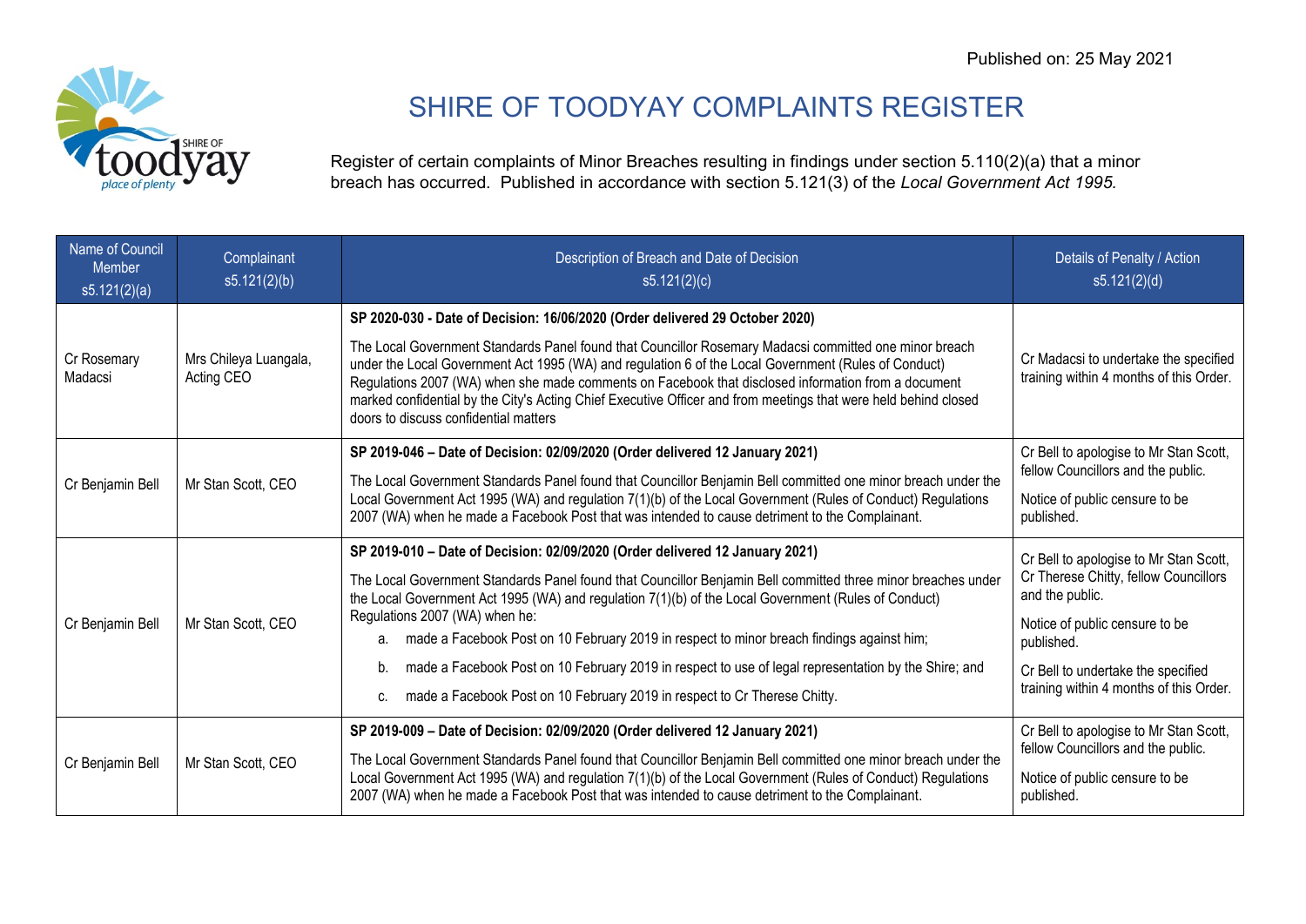Published on: 25 May 2021

# SHIRE OF TOODYAY COMPLAINTS REGISTER

Register of certain complaints of Minor Breaches resulting in findings under section 5.110(2)(a) that a minor breach has occurred. Published in accordance with section 5.121(3) of the *Local Government Act 1995.*

| Name of Council Member s5.121(2)(a) | Complainant s5.121(2)(b) | Description of Breach and Date of Decision s5.121(2)(c) | Details of Penalty / Action s5.121(2)(d) |
|---|---|---|---|
| Cr Rosemary Madacsi | Mrs Chileya Luangala, Acting CEO | **SP 2020-030 - Date of Decision: 16/06/2020 (Order delivered 29 October 2020)**<br><br>The Local Government Standards Panel found that Councillor Rosemary Madacsi committed one minor breach under the Local Government Act 1995 (WA) and regulation 6 of the Local Government (Rules of Conduct) Regulations 2007 (WA) when she made comments on Facebook that disclosed information from a document marked confidential by the City's Acting Chief Executive Officer and from meetings that were held behind closed doors to discuss confidential matters | Cr Madacsi to undertake the specified training within 4 months of this Order. |
| Cr Benjamin Bell | Mr Stan Scott, CEO | **SP 2019-046 – Date of Decision: 02/09/2020 (Order delivered 12 January 2021)**<br><br>The Local Government Standards Panel found that Councillor Benjamin Bell committed one minor breach under the Local Government Act 1995 (WA) and regulation 7(1)(b) of the Local Government (Rules of Conduct) Regulations 2007 (WA) when he made a Facebook Post that was intended to cause detriment to the Complainant. | Cr Bell to apologise to Mr Stan Scott, fellow Councillors and the public.<br><br>Notice of public censure to be published. |
| Cr Benjamin Bell | Mr Stan Scott, CEO | **SP 2019-010 – Date of Decision: 02/09/2020 (Order delivered 12 January 2021)**<br><br>The Local Government Standards Panel found that Councillor Benjamin Bell committed three minor breaches under the Local Government Act 1995 (WA) and regulation 7(1)(b) of the Local Government (Rules of Conduct) Regulations 2007 (WA) when he:<br>a. made a Facebook Post on 10 February 2019 in respect to minor breach findings against him;<br>b. made a Facebook Post on 10 February 2019 in respect to use of legal representation by the Shire; and<br>c. made a Facebook Post on 10 February 2019 in respect to Cr Therese Chitty. | Cr Bell to apologise to Mr Stan Scott, Cr Therese Chitty, fellow Councillors and the public.<br><br>Notice of public censure to be published.<br><br>Cr Bell to undertake the specified training within 4 months of this Order. |
| Cr Benjamin Bell | Mr Stan Scott, CEO | **SP 2019-009 – Date of Decision: 02/09/2020 (Order delivered 12 January 2021)**<br><br>The Local Government Standards Panel found that Councillor Benjamin Bell committed one minor breach under the Local Government Act 1995 (WA) and regulation 7(1)(b) of the Local Government (Rules of Conduct) Regulations 2007 (WA) when he made a Facebook Post that was intended to cause detriment to the Complainant. | Cr Bell to apologise to Mr Stan Scott, fellow Councillors and the public.<br><br>Notice of public censure to be published. |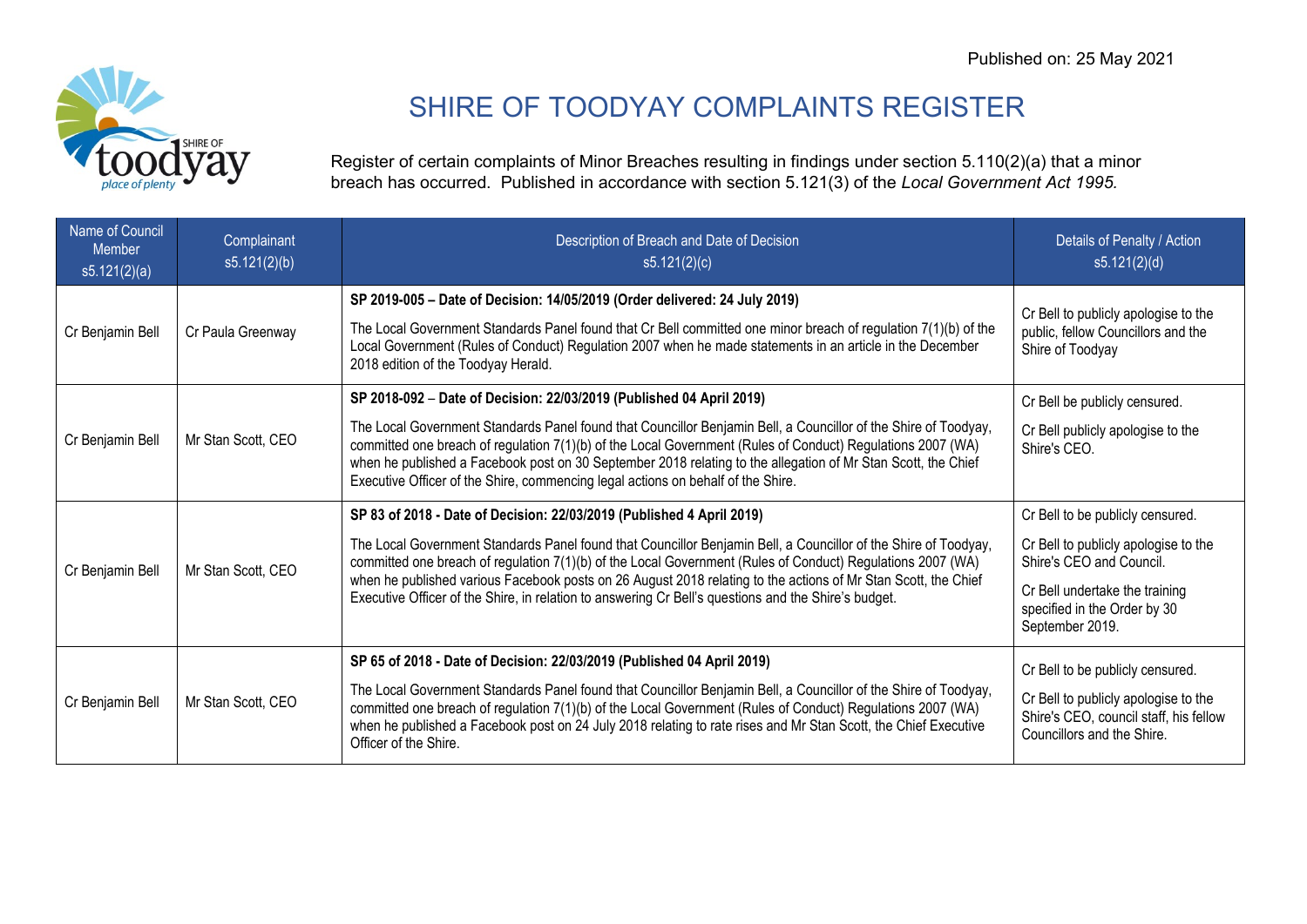Published on: 25 May 2021

# SHIRE OF TOODYAY COMPLAINTS REGISTER

Register of certain complaints of Minor Breaches resulting in findings under section 5.110(2)(a) that a minor breach has occurred. Published in accordance with section 5.121(3) of the *Local Government Act 1995.*

| Name of Council Member s5.121(2)(a) | Complainant s5.121(2)(b) | Description of Breach and Date of Decision s5.121(2)(c) | Details of Penalty / Action s5.121(2)(d) |
|---|---|---|---|
| Cr Benjamin Bell | Cr Paula Greenway | **SP 2019-005 – Date of Decision: 14/05/2019 (Order delivered: 24 July 2019)**<br><br>The Local Government Standards Panel found that Cr Bell committed one minor breach of regulation 7(1)(b) of the Local Government (Rules of Conduct) Regulation 2007 when he made statements in an article in the December 2018 edition of the Toodyay Herald. | Cr Bell to publicly apologise to the public, fellow Councillors and the Shire of Toodyay |
| Cr Benjamin Bell | Mr Stan Scott, CEO | **SP 2018-092 – Date of Decision: 22/03/2019 (Published 04 April 2019)**<br><br>The Local Government Standards Panel found that Councillor Benjamin Bell, a Councillor of the Shire of Toodyay, committed one breach of regulation 7(1)(b) of the Local Government (Rules of Conduct) Regulations 2007 (WA) when he published a Facebook post on 30 September 2018 relating to the allegation of Mr Stan Scott, the Chief Executive Officer of the Shire, commencing legal actions on behalf of the Shire. | Cr Bell be publicly censured.<br><br>Cr Bell publicly apologise to the Shire's CEO. |
| Cr Benjamin Bell | Mr Stan Scott, CEO | **SP 83 of 2018 - Date of Decision: 22/03/2019 (Published 4 April 2019)**<br><br>The Local Government Standards Panel found that Councillor Benjamin Bell, a Councillor of the Shire of Toodyay, committed one breach of regulation 7(1)(b) of the Local Government (Rules of Conduct) Regulations 2007 (WA) when he published various Facebook posts on 26 August 2018 relating to the actions of Mr Stan Scott, the Chief Executive Officer of the Shire, in relation to answering Cr Bell's questions and the Shire's budget. | Cr Bell to be publicly censured.<br><br>Cr Bell to publicly apologise to the Shire's CEO and Council.<br><br>Cr Bell undertake the training specified in the Order by 30 September 2019. |
| Cr Benjamin Bell | Mr Stan Scott, CEO | **SP 65 of 2018 - Date of Decision: 22/03/2019 (Published 04 April 2019)**<br><br>The Local Government Standards Panel found that Councillor Benjamin Bell, a Councillor of the Shire of Toodyay, committed one breach of regulation 7(1)(b) of the Local Government (Rules of Conduct) Regulations 2007 (WA) when he published a Facebook post on 24 July 2018 relating to rate rises and Mr Stan Scott, the Chief Executive Officer of the Shire. | Cr Bell to be publicly censured.<br><br>Cr Bell to publicly apologise to the Shire's CEO, council staff, his fellow Councillors and the Shire. |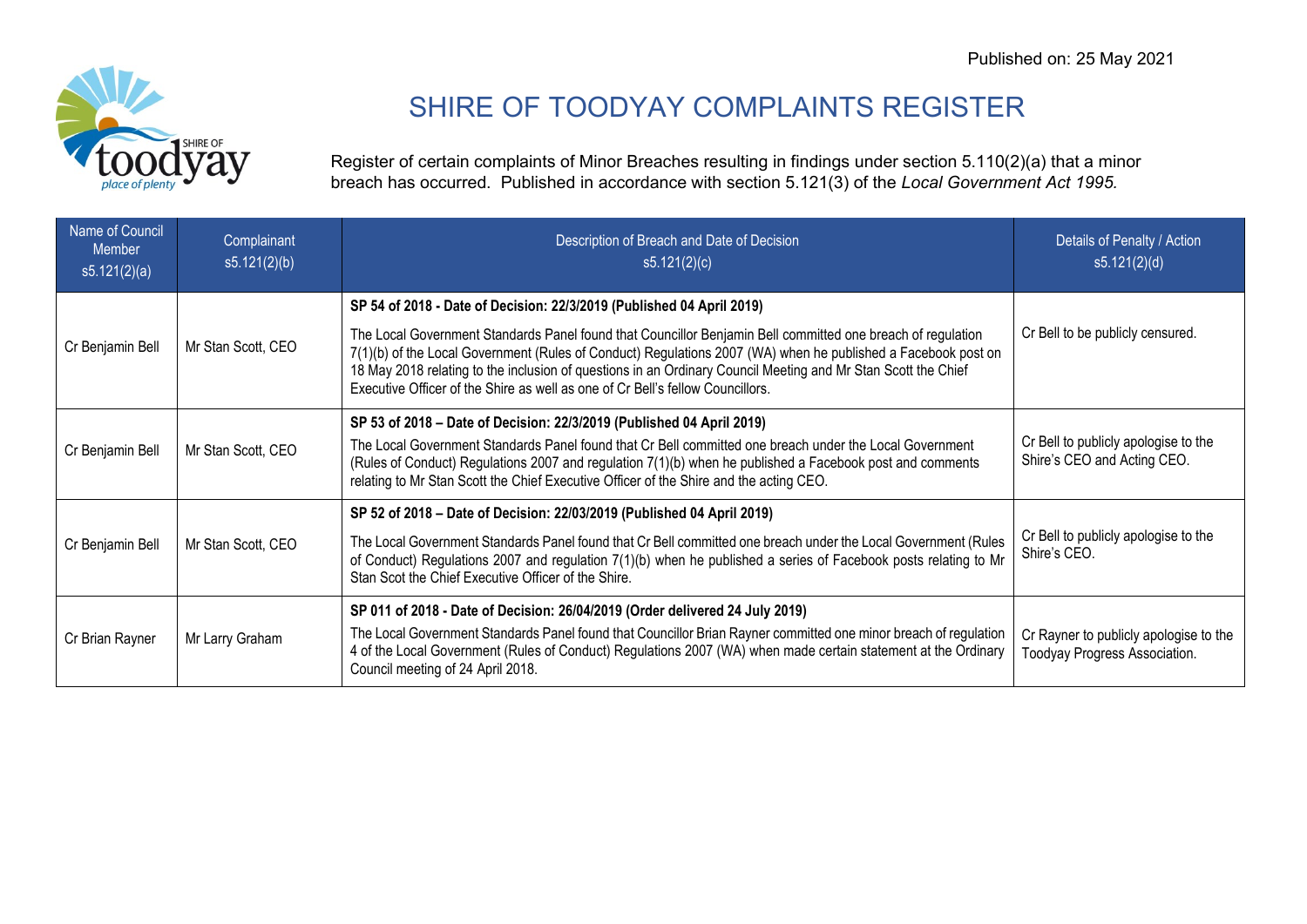Published on: 25 May 2021

# SHIRE OF TOODYAY COMPLAINTS REGISTER

Register of certain complaints of Minor Breaches resulting in findings under section 5.110(2)(a) that a minor breach has occurred. Published in accordance with section 5.121(3) of the *Local Government Act 1995.*

| Name of Council Member s5.121(2)(a) | Complainant s5.121(2)(b) | Description of Breach and Date of Decision s5.121(2)(c) | Details of Penalty / Action s5.121(2)(d) |
|---|---|---|---|
| Cr Benjamin Bell | Mr Stan Scott, CEO | **SP 54 of 2018 - Date of Decision: 22/3/2019 (Published 04 April 2019)**<br><br>The Local Government Standards Panel found that Councillor Benjamin Bell committed one breach of regulation 7(1)(b) of the Local Government (Rules of Conduct) Regulations 2007 (WA) when he published a Facebook post on 18 May 2018 relating to the inclusion of questions in an Ordinary Council Meeting and Mr Stan Scott the Chief Executive Officer of the Shire as well as one of Cr Bell's fellow Councillors. | Cr Bell to be publicly censured. |
| Cr Benjamin Bell | Mr Stan Scott, CEO | **SP 53 of 2018 – Date of Decision: 22/3/2019 (Published 04 April 2019)**<br><br>The Local Government Standards Panel found that Cr Bell committed one breach under the Local Government (Rules of Conduct) Regulations 2007 and regulation 7(1)(b) when he published a Facebook post and comments relating to Mr Stan Scott the Chief Executive Officer of the Shire and the acting CEO. | Cr Bell to publicly apologise to the Shire's CEO and Acting CEO. |
| Cr Benjamin Bell | Mr Stan Scott, CEO | **SP 52 of 2018 – Date of Decision: 22/03/2019 (Published 04 April 2019)**<br><br>The Local Government Standards Panel found that Cr Bell committed one breach under the Local Government (Rules of Conduct) Regulations 2007 and regulation 7(1)(b) when he published a series of Facebook posts relating to Mr Stan Scot the Chief Executive Officer of the Shire. | Cr Bell to publicly apologise to the Shire's CEO. |
| Cr Brian Rayner | Mr Larry Graham | **SP 011 of 2018 - Date of Decision: 26/04/2019 (Order delivered 24 July 2019)**<br><br>The Local Government Standards Panel found that Councillor Brian Rayner committed one minor breach of regulation 4 of the Local Government (Rules of Conduct) Regulations 2007 (WA) when made certain statement at the Ordinary Council meeting of 24 April 2018. | Cr Rayner to publicly apologise to the Toodyay Progress Association. |